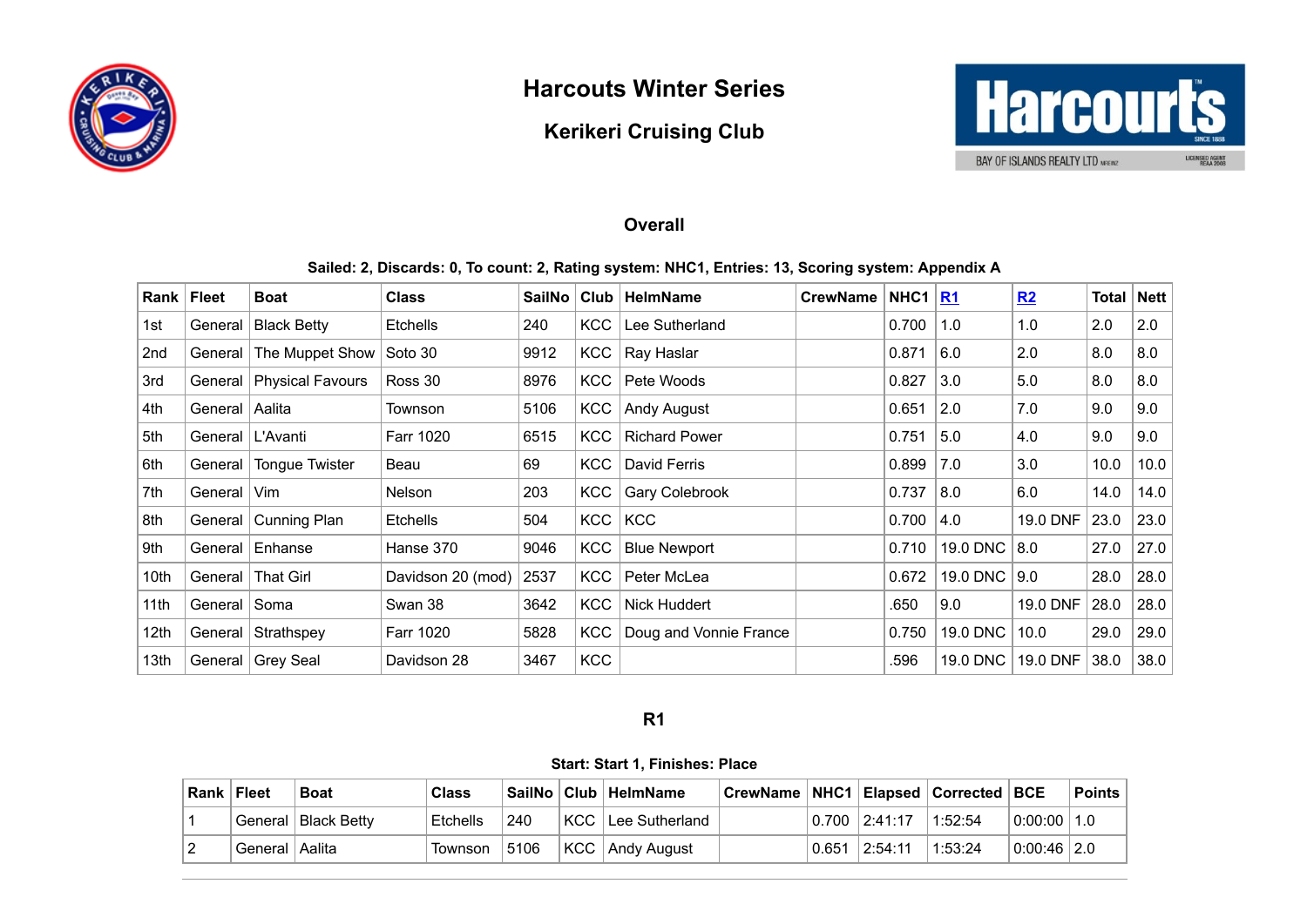# Harcouts Winter Series

## Kerikeri Cruising Club

### Overall

**Sailed: 2, Discards: 0, To count: 2, Rating system: NHC1, Entries: 13, Scoring system: Appendix A**

| Rank | Fleet | Boat | Class | SailNo | Club | HelmName | CrewName | NHC1 | R1 | R2 | Total | Nett |
|---|---|---|---|---|---|---|---|---|---|---|---|---|
| 1st | General | Black Betty | Etchells | 240 | KCC | Lee Sutherland | | 0.700 | 1.0 | 1.0 | 2.0 | 2.0 |
| 2nd | General | The Muppet Show | Soto 30 | 9912 | KCC | Ray Haslar | | 0.871 | 6.0 | 2.0 | 8.0 | 8.0 |
| 3rd | General | Physical Favours | Ross 30 | 8976 | KCC | Pete Woods | | 0.827 | 3.0 | 5.0 | 8.0 | 8.0 |
| 4th | General | Aalita | Townson | 5106 | KCC | Andy August | | 0.651 | 2.0 | 7.0 | 9.0 | 9.0 |
| 5th | General | L'Avanti | Farr 1020 | 6515 | KCC | Richard Power | | 0.751 | 5.0 | 4.0 | 9.0 | 9.0 |
| 6th | General | Tongue Twister | Beau | 69 | KCC | David Ferris | | 0.899 | 7.0 | 3.0 | 10.0 | 10.0 |
| 7th | General | Vim | Nelson | 203 | KCC | Gary Colebrook | | 0.737 | 8.0 | 6.0 | 14.0 | 14.0 |
| 8th | General | Cunning Plan | Etchells | 504 | KCC | KCC | | 0.700 | 4.0 | 19.0 DNF | 23.0 | 23.0 |
| 9th | General | Enhanse | Hanse 370 | 9046 | KCC | Blue Newport | | 0.710 | 19.0 DNC | 8.0 | 27.0 | 27.0 |
| 10th | General | That Girl | Davidson 20 (mod) | 2537 | KCC | Peter McLea | | 0.672 | 19.0 DNC | 9.0 | 28.0 | 28.0 |
| 11th | General | Soma | Swan 38 | 3642 | KCC | Nick Huddert | | .650 | 9.0 | 19.0 DNF | 28.0 | 28.0 |
| 12th | General | Strathspey | Farr 1020 | 5828 | KCC | Doug and Vonnie France | | 0.750 | 19.0 DNC | 10.0 | 29.0 | 29.0 |
| 13th | General | Grey Seal | Davidson 28 | 3467 | KCC | | | .596 | 19.0 DNC | 19.0 DNF | 38.0 | 38.0 |

### R1

**Start: Start 1, Finishes: Place**

| Rank | Fleet | Boat | Class | SailNo | Club | HelmName | CrewName | NHC1 | Elapsed | Corrected | BCE | Points |
|---|---|---|---|---|---|---|---|---|---|---|---|---|
| 1 | General | Black Betty | Etchells | 240 | KCC | Lee Sutherland | | 0.700 | 2:41:17 | 1:52:54 | 0:00:00 | 1.0 |
| 2 | General | Aalita | Townson | 5106 | KCC | Andy August | | 0.651 | 2:54:11 | 1:53:24 | 0:00:46 | 2.0 |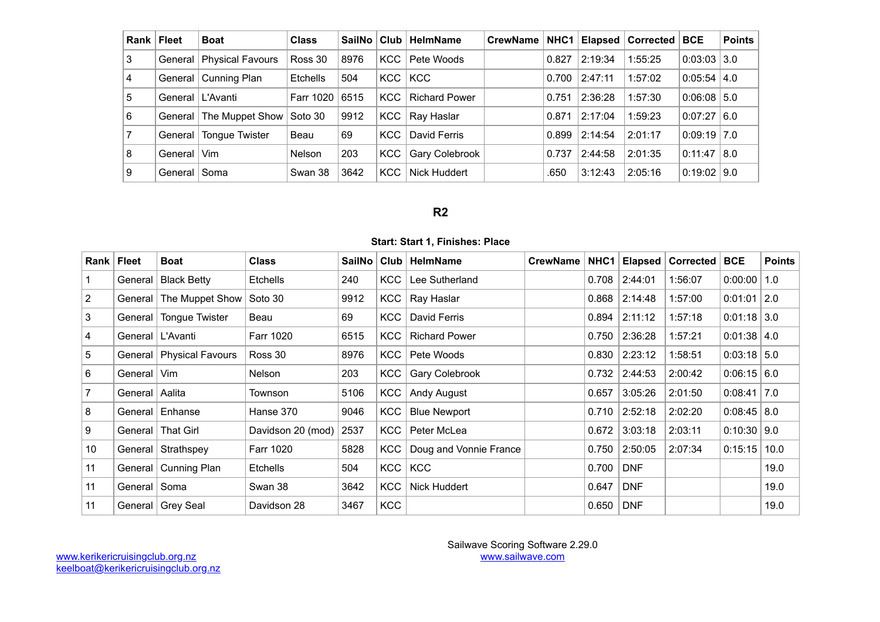| Rank | Fleet | Boat | Class | SailNo | Club | HelmName | CrewName | NHC1 | Elapsed | Corrected | BCE | Points |
|---|---|---|---|---|---|---|---|---|---|---|---|---|
| 3 | General | Physical Favours | Ross 30 | 8976 | KCC | Pete Woods | | 0.827 | 2:19:34 | 1:55:25 | 0:03:03 | 3.0 |
| 4 | General | Cunning Plan | Etchells | 504 | KCC | KCC | | 0.700 | 2:47:11 | 1:57:02 | 0:05:54 | 4.0 |
| 5 | General | L'Avanti | Farr 1020 | 6515 | KCC | Richard Power | | 0.751 | 2:36:28 | 1:57:30 | 0:06:08 | 5.0 |
| 6 | General | The Muppet Show | Soto 30 | 9912 | KCC | Ray Haslar | | 0.871 | 2:17:04 | 1:59:23 | 0:07:27 | 6.0 |
| 7 | General | Tongue Twister | Beau | 69 | KCC | David Ferris | | 0.899 | 2:14:54 | 2:01:17 | 0:09:19 | 7.0 |
| 8 | General | Vim | Nelson | 203 | KCC | Gary Colebrook | | 0.737 | 2:44:58 | 2:01:35 | 0:11:47 | 8.0 |
| 9 | General | Soma | Swan 38 | 3642 | KCC | Nick Huddert | | .650 | 3:12:43 | 2:05:16 | 0:19:02 | 9.0 |

## R2

**Start: Start 1, Finishes: Place**

| Rank | Fleet | Boat | Class | SailNo | Club | HelmName | CrewName | NHC1 | Elapsed | Corrected | BCE | Points |
|---|---|---|---|---|---|---|---|---|---|---|---|---|
| 1 | General | Black Betty | Etchells | 240 | KCC | Lee Sutherland | | 0.708 | 2:44:01 | 1:56:07 | 0:00:00 | 1.0 |
| 2 | General | The Muppet Show | Soto 30 | 9912 | KCC | Ray Haslar | | 0.868 | 2:14:48 | 1:57:00 | 0:01:01 | 2.0 |
| 3 | General | Tongue Twister | Beau | 69 | KCC | David Ferris | | 0.894 | 2:11:12 | 1:57:18 | 0:01:18 | 3.0 |
| 4 | General | L'Avanti | Farr 1020 | 6515 | KCC | Richard Power | | 0.750 | 2:36:28 | 1:57:21 | 0:01:38 | 4.0 |
| 5 | General | Physical Favours | Ross 30 | 8976 | KCC | Pete Woods | | 0.830 | 2:23:12 | 1:58:51 | 0:03:18 | 5.0 |
| 6 | General | Vim | Nelson | 203 | KCC | Gary Colebrook | | 0.732 | 2:44:53 | 2:00:42 | 0:06:15 | 6.0 |
| 7 | General | Aalita | Townson | 5106 | KCC | Andy August | | 0.657 | 3:05:26 | 2:01:50 | 0:08:41 | 7.0 |
| 8 | General | Enhanse | Hanse 370 | 9046 | KCC | Blue Newport | | 0.710 | 2:52:18 | 2:02:20 | 0:08:45 | 8.0 |
| 9 | General | That Girl | Davidson 20 (mod) | 2537 | KCC | Peter McLea | | 0.672 | 3:03:18 | 2:03:11 | 0:10:30 | 9.0 |
| 10 | General | Strathspey | Farr 1020 | 5828 | KCC | Doug and Vonnie France | | 0.750 | 2:50:05 | 2:07:34 | 0:15:15 | 10.0 |
| 11 | General | Cunning Plan | Etchells | 504 | KCC | KCC | | 0.700 | DNF | | | 19.0 |
| 11 | General | Soma | Swan 38 | 3642 | KCC | Nick Huddert | | 0.647 | DNF | | | 19.0 |
| 11 | General | Grey Seal | Davidson 28 | 3467 | KCC | | | 0.650 | DNF | | | 19.0 |

Sailwave Scoring Software 2.29.0
www.sailwave.com

www.kerikericruisingclub.org.nz
keelboat@kerikericruisingclub.org.nz